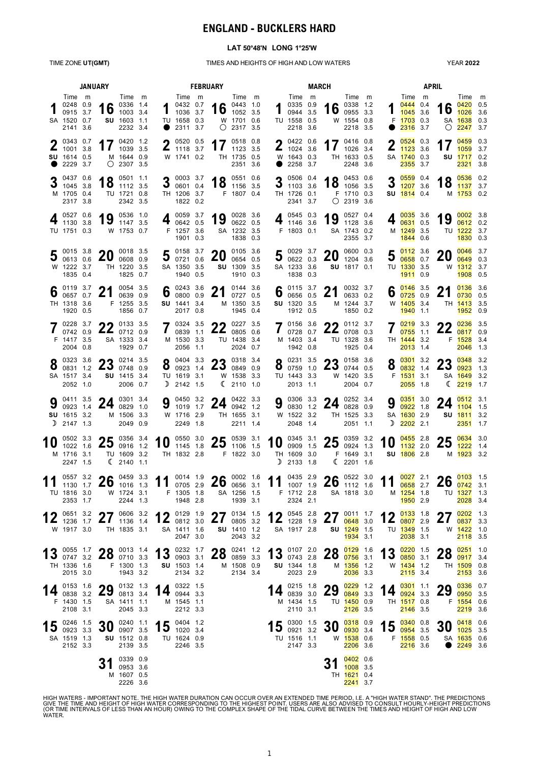# ENGLAND - BUCKLERS HARD

**LAT 50°48'N LONG 1°25'W**

TIME ZONE **UT(GMT)**

TIMES AND HEIGHTS OF HIGH AND LOW WATERS

YEAR **2022**

## JANUARY

| Date | Day | Time | m | Time | m | Time | m | Time | m |
|---|---|---|---|---|---|---|---|---|---|
| 1 | SA | 0248 | 0.9 | 0915 | 3.7 | 1520 | 0.7 | 2141 | 3.6 |
| 2 | SU ● | 0343 | 0.7 | 1001 | 3.8 | 1614 | 0.5 | 2229 | 3.7 |
| 3 | M | 0437 | 0.6 | 1045 | 3.8 | 1705 | 0.4 | 2317 | 3.8 |
| 4 | TU | 0527 | 0.6 | 1130 | 3.8 | 1751 | 0.3 | | |
| 5 | W | 0015 | 3.8 | 0613 | 0.6 | 1222 | 3.7 | 1835 | 0.4 |
| 6 | TH | 0119 | 3.7 | 0657 | 0.7 | 1318 | 3.6 | 1920 | 0.5 |
| 7 | F | 0228 | 3.7 | 0742 | 0.9 | 1417 | 3.5 | 2004 | 0.8 |
| 8 | SA | 0323 | 3.6 | 0831 | 1.2 | 1517 | 3.4 | 2052 | 1.0 |
| 9 | SU ☽ | 0411 | 3.5 | 0923 | 1.4 | 1615 | 3.2 | 2147 | 1.3 |
| 10 | M | 0502 | 3.3 | 1022 | 1.6 | 1716 | 3.1 | 2247 | 1.5 |
| 11 | TU | 0557 | 3.2 | 1130 | 1.7 | 1816 | 3.0 | 2353 | 1.7 |
| 12 | W | 0651 | 3.2 | 1236 | 1.7 | 1917 | 3.0 | | |
| 13 | TH | 0055 | 1.7 | 0747 | 3.2 | 1336 | 1.6 | 2015 | 3.0 |
| 14 | F | 0153 | 1.6 | 0838 | 3.2 | 1430 | 1.5 | 2108 | 3.1 |
| 15 | SA | 0246 | 1.5 | 0923 | 3.3 | 1519 | 1.3 | 2152 | 3.3 |
| 16 | SU | 0336 | 1.4 | 1003 | 3.4 | 1603 | 1.1 | 2232 | 3.4 |
| 17 | M ○ | 0420 | 1.2 | 1039 | 3.5 | 1644 | 0.9 | 2307 | 3.5 |
| 18 | TU | 0501 | 1.1 | 1112 | 3.5 | 1721 | 0.8 | 2342 | 3.5 |
| 19 | W | 0536 | 1.0 | 1147 | 3.5 | 1753 | 0.7 | | |
| 20 | TH | 0018 | 3.5 | 0608 | 0.9 | 1220 | 3.5 | 1825 | 0.7 |
| 21 | F | 0054 | 3.5 | 0639 | 0.9 | 1255 | 3.5 | 1856 | 0.7 |
| 22 | SA | 0133 | 3.5 | 0712 | 0.9 | 1333 | 3.4 | 1929 | 0.7 |
| 23 | SU | 0214 | 3.5 | 0748 | 0.9 | 1415 | 3.4 | 2006 | 0.7 |
| 24 | M | 0301 | 3.4 | 0829 | 1.0 | 1506 | 3.3 | 2049 | 0.9 |
| 25 | TU ☾ | 0356 | 3.4 | 0916 | 1.2 | 1609 | 3.2 | 2140 | 1.1 |
| 26 | W | 0459 | 3.3 | 1016 | 1.3 | 1724 | 3.1 | 2244 | 1.3 |
| 27 | TH | 0606 | 3.2 | 1136 | 1.4 | 1835 | 3.1 | | |
| 28 | F | 0013 | 1.4 | 0710 | 3.3 | 1300 | 1.3 | 1943 | 3.2 |
| 29 | SA | 0132 | 1.3 | 0813 | 3.4 | 1411 | 1.1 | 2045 | 3.3 |
| 30 | SU | 0240 | 1.1 | 0907 | 3.5 | 1512 | 0.8 | 2139 | 3.5 |
| 31 | M | 0339 | 0.9 | 0953 | 3.6 | 1607 | 0.5 | 2226 | 3.6 |

## FEBRUARY

| Date | Day | Time | m | Time | m | Time | m | Time | m |
|---|---|---|---|---|---|---|---|---|---|
| 1 | TU ● | 0432 | 0.7 | 1036 | 3.7 | 1658 | 0.3 | 2311 | 3.7 |
| 2 | W | 0520 | 0.5 | 1118 | 3.7 | 1741 | 0.2 | | |
| 3 | TH | 0003 | 3.7 | 0601 | 0.4 | 1206 | 3.7 | 1822 | 0.2 |
| 4 | F | 0059 | 3.7 | 0642 | 0.5 | 1257 | 3.6 | 1901 | 0.3 |
| 5 | SA | 0158 | 3.7 | 0721 | 0.6 | 1350 | 3.5 | 1940 | 0.5 |
| 6 | SU | 0243 | 3.6 | 0800 | 0.9 | 1441 | 3.4 | 2017 | 0.8 |
| 7 | M | 0324 | 3.5 | 0839 | 1.1 | 1530 | 3.3 | 2056 | 1.1 |
| 8 | TU ☽ | 0404 | 3.3 | 0923 | 1.4 | 1619 | 3.1 | 2142 | 1.5 |
| 9 | W | 0450 | 3.2 | 1019 | 1.7 | 1716 | 2.9 | 2249 | 1.8 |
| 10 | TH | 0550 | 3.0 | 1145 | 1.8 | 1832 | 2.8 | | |
| 11 | F | 0014 | 1.9 | 0705 | 2.9 | 1305 | 1.8 | 1948 | 2.8 |
| 12 | SA | 0129 | 1.9 | 0812 | 3.0 | 1411 | 1.6 | 2047 | 3.0 |
| 13 | SU | 0232 | 1.7 | 0903 | 3.1 | 1503 | 1.4 | 2134 | 3.2 |
| 14 | M | 0322 | 1.5 | 0944 | 3.3 | 1545 | 1.1 | 2212 | 3.3 |
| 15 | TU | 0404 | 1.2 | 1020 | 3.4 | 1624 | 0.9 | 2246 | 3.5 |
| 16 | W ○ | 0443 | 1.0 | 1052 | 3.5 | 1701 | 0.6 | 2317 | 3.5 |
| 17 | TH | 0518 | 0.8 | 1123 | 3.5 | 1735 | 0.5 | 2351 | 3.6 |
| 18 | F | 0551 | 0.6 | 1156 | 3.5 | 1807 | 0.4 | | |
| 19 | SA | 0028 | 3.6 | 0622 | 0.5 | 1232 | 3.5 | 1838 | 0.3 |
| 20 | SU | 0105 | 3.6 | 0654 | 0.5 | 1309 | 3.5 | 1910 | 0.3 |
| 21 | M | 0144 | 3.6 | 0727 | 0.5 | 1350 | 3.5 | 1945 | 0.4 |
| 22 | TU | 0227 | 3.5 | 0805 | 0.6 | 1438 | 3.4 | 2024 | 0.7 |
| 23 | W ☾ | 0318 | 3.4 | 0849 | 0.9 | 1538 | 3.3 | 2110 | 1.0 |
| 24 | TH | 0422 | 3.3 | 0942 | 1.2 | 1655 | 3.1 | 2211 | 1.4 |
| 25 | F | 0539 | 3.1 | 1106 | 1.5 | 1822 | 3.0 | | |
| 26 | SA | 0002 | 1.6 | 0656 | 3.1 | 1256 | 1.5 | 1939 | 3.1 |
| 27 | SU | 0134 | 1.5 | 0805 | 3.2 | 1410 | 1.2 | 2043 | 3.2 |
| 28 | M | 0241 | 1.2 | 0859 | 3.3 | 1508 | 0.9 | 2134 | 3.4 |

## MARCH

| Date | Day | Time | m | Time | m | Time | m | Time | m |
|---|---|---|---|---|---|---|---|---|---|
| 1 | TU | 0335 | 0.9 | 0944 | 3.5 | 1558 | 0.5 | 2218 | 3.6 |
| 2 | W ● | 0422 | 0.6 | 1024 | 3.6 | 1643 | 0.3 | 2258 | 3.7 |
| 3 | TH | 0506 | 0.4 | 1103 | 3.6 | 1726 | 0.1 | 2341 | 3.7 |
| 4 | F | 0545 | 0.3 | 1146 | 3.6 | 1803 | 0.1 | | |
| 5 | SA | 0029 | 3.7 | 0622 | 0.3 | 1233 | 3.6 | 1838 | 0.3 |
| 6 | SU | 0115 | 3.7 | 0656 | 0.5 | 1320 | 3.5 | 1912 | 0.5 |
| 7 | M | 0156 | 3.6 | 0728 | 0.7 | 1403 | 3.4 | 1942 | 0.8 |
| 8 | TU | 0231 | 3.5 | 0759 | 1.0 | 1443 | 3.3 | 2013 | 1.1 |
| 9 | W | 0306 | 3.3 | 0830 | 1.2 | 1522 | 3.2 | 2048 | 1.4 |
| 10 | TH ☽ | 0345 | 3.1 | 0909 | 1.5 | 1609 | 3.0 | 2133 | 1.8 |
| 11 | F | 0435 | 2.9 | 1007 | 1.9 | 1712 | 2.8 | 2324 | 2.1 |
| 12 | SA | 0545 | 2.8 | 1228 | 1.9 | 1917 | 2.8 | | |
| 13 | SU | 0107 | 2.0 | 0743 | 2.8 | 1344 | 1.8 | 2023 | 2.9 |
| 14 | M | 0215 | 1.8 | 0839 | 3.0 | 1434 | 1.5 | 2110 | 3.1 |
| 15 | TU | 0300 | 1.5 | 0921 | 3.2 | 1516 | 1.1 | 2147 | 3.3 |
| 16 | W | 0338 | 1.2 | 0955 | 3.3 | 1554 | 0.8 | 2218 | 3.5 |
| 17 | TH | 0416 | 0.8 | 1026 | 3.4 | 1633 | 0.5 | 2248 | 3.6 |
| 18 | F ○ | 0453 | 0.6 | 1056 | 3.5 | 1710 | 0.3 | 2319 | 3.6 |
| 19 | SA | 0527 | 0.4 | 1128 | 3.6 | 1743 | 0.2 | 2355 | 3.7 |
| 20 | SU | 0600 | 0.3 | 1204 | 3.6 | 1817 | 0.1 | | |
| 21 | M | 0032 | 3.7 | 0633 | 0.2 | 1244 | 3.7 | 1850 | 0.2 |
| 22 | TU | 0112 | 3.7 | 0708 | 0.3 | 1328 | 3.6 | 1925 | 0.4 |
| 23 | W | 0158 | 3.6 | 0744 | 0.5 | 1420 | 3.5 | 2004 | 0.7 |
| 24 | TH | 0252 | 3.4 | 0828 | 0.9 | 1525 | 3.3 | 2051 | 1.1 |
| 25 | F ☾ | 0359 | 3.2 | 0924 | 1.3 | 1649 | 3.1 | 2201 | 1.6 |
| 26 | SA | 0522 | 3.0 | 1112 | 1.6 | 1818 | 3.0 | | |
| 27 | SU | 0011 | 1.7 | 0648 | 3.0 | 1249 | 1.5 | 1934 | 3.1 |
| 28 | M | 0129 | 1.6 | 0756 | 3.1 | 1356 | 1.2 | 2036 | 3.3 |
| 29 | TU | 0229 | 1.2 | 0849 | 3.3 | 1450 | 0.9 | 2126 | 3.5 |
| 30 | W | 0318 | 0.9 | 0930 | 3.4 | 1538 | 0.6 | 2206 | 3.6 |
| 31 | TH | 0402 | 0.6 | 1008 | 3.5 | 1621 | 0.4 | 2241 | 3.7 |

## APRIL

| Date | Day | Time | m | Time | m | Time | m | Time | m |
|---|---|---|---|---|---|---|---|---|---|
| 1 | F ● | 0444 | 0.4 | 1045 | 3.6 | 1703 | 0.3 | 2316 | 3.7 |
| 2 | SA | 0524 | 0.3 | 1123 | 3.6 | 1740 | 0.3 | 2355 | 3.7 |
| 3 | SU | 0559 | 0.4 | 1207 | 3.6 | 1814 | 0.4 | | |
| 4 | M | 0035 | 3.6 | 0631 | 0.5 | 1249 | 3.5 | 1844 | 0.6 |
| 5 | TU | 0112 | 3.6 | 0658 | 0.7 | 1330 | 3.5 | 1911 | 0.9 |
| 6 | W | 0146 | 3.5 | 0725 | 0.9 | 1405 | 3.4 | 1940 | 1.1 |
| 7 | TH | 0219 | 3.3 | 0755 | 1.1 | 1444 | 3.2 | 2013 | 1.4 |
| 8 | F | 0301 | 3.2 | 0832 | 1.4 | 1531 | 3.1 | 2055 | 1.8 |
| 9 | SA ☽ | 0351 | 3.0 | 0922 | 1.8 | 1630 | 2.9 | 2202 | 2.1 |
| 10 | SU | 0455 | 2.8 | 1132 | 2.0 | 1806 | 2.8 | | |
| 11 | M | 0027 | 2.1 | 0658 | 2.7 | 1254 | 1.8 | 1950 | 2.9 |
| 12 | TU | 0133 | 1.8 | 0807 | 2.9 | 1349 | 1.5 | 2038 | 3.1 |
| 13 | W | 0220 | 1.5 | 0850 | 3.1 | 1434 | 1.2 | 2115 | 3.3 |
| 14 | TH | 0301 | 1.1 | 0924 | 3.3 | 1517 | 0.8 | 2146 | 3.5 |
| 15 | F | 0340 | 0.8 | 0954 | 3.5 | 1558 | 0.5 | 2216 | 3.6 |
| 16 | SA ○ | 0420 | 0.5 | 1026 | 3.6 | 1638 | 0.3 | 2247 | 3.7 |
| 17 | SU | 0459 | 0.3 | 1059 | 3.7 | 1717 | 0.2 | 2321 | 3.8 |
| 18 | M | 0536 | 0.2 | 1137 | 3.7 | 1753 | 0.2 | | |
| 19 | TU | 0002 | 3.8 | 0612 | 0.2 | 1222 | 3.7 | 1830 | 0.3 |
| 20 | W | 0046 | 3.7 | 0649 | 0.3 | 1312 | 3.7 | 1908 | 0.5 |
| 21 | TH | 0136 | 3.6 | 0730 | 0.5 | 1413 | 3.5 | 1952 | 0.9 |
| 22 | F | 0236 | 3.5 | 0817 | 0.9 | 1528 | 3.4 | 2046 | 1.3 |
| 23 | SA ☾ | 0348 | 3.3 | 0923 | 1.3 | 1649 | 3.2 | 2219 | 1.7 |
| 24 | SU | 0512 | 3.1 | 1104 | 1.5 | 1811 | 3.2 | 2351 | 1.7 |
| 25 | M | 0634 | 3.0 | 1222 | 1.4 | 1923 | 3.2 | | |
| 26 | TU | 0103 | 1.5 | 0742 | 3.1 | 1327 | 1.3 | 2028 | 3.4 |
| 27 | W | 0202 | 1.3 | 0837 | 3.3 | 1422 | 1.0 | 2118 | 3.5 |
| 28 | TH | 0251 | 1.0 | 0917 | 3.4 | 1509 | 0.8 | 2153 | 3.6 |
| 29 | F | 0336 | 0.7 | 0950 | 3.5 | 1554 | 0.6 | 2219 | 3.6 |
| 30 | SA ● | 0418 | 0.6 | 1025 | 3.5 | 1635 | 0.6 | 2249 | 3.6 |

HIGH WATERS - IMPORTANT NOTE. THE HIGH WATER DURATION CAN OCCUR OVER AN EXTENDED TIME PERIOD, I.E. A "HIGH WATER STAND". THE PREDICTIONS GIVE THE TIME AND HEIGHT OF HIGH WATER CORRESPONDING TO THE HIGHEST POINT. USERS ARE ALSO ADVISED TO CONSULT HOURLY-HEIGHT PREDICTIONS (OR TIME INTERVALS OF LESS THAN AN HOUR) OWING TO THE COMPLEX SHAPE OF THE TIDAL CURVE BETWEEN THE TIMES AND HEIGHT OF HIGH AND LOW WATER.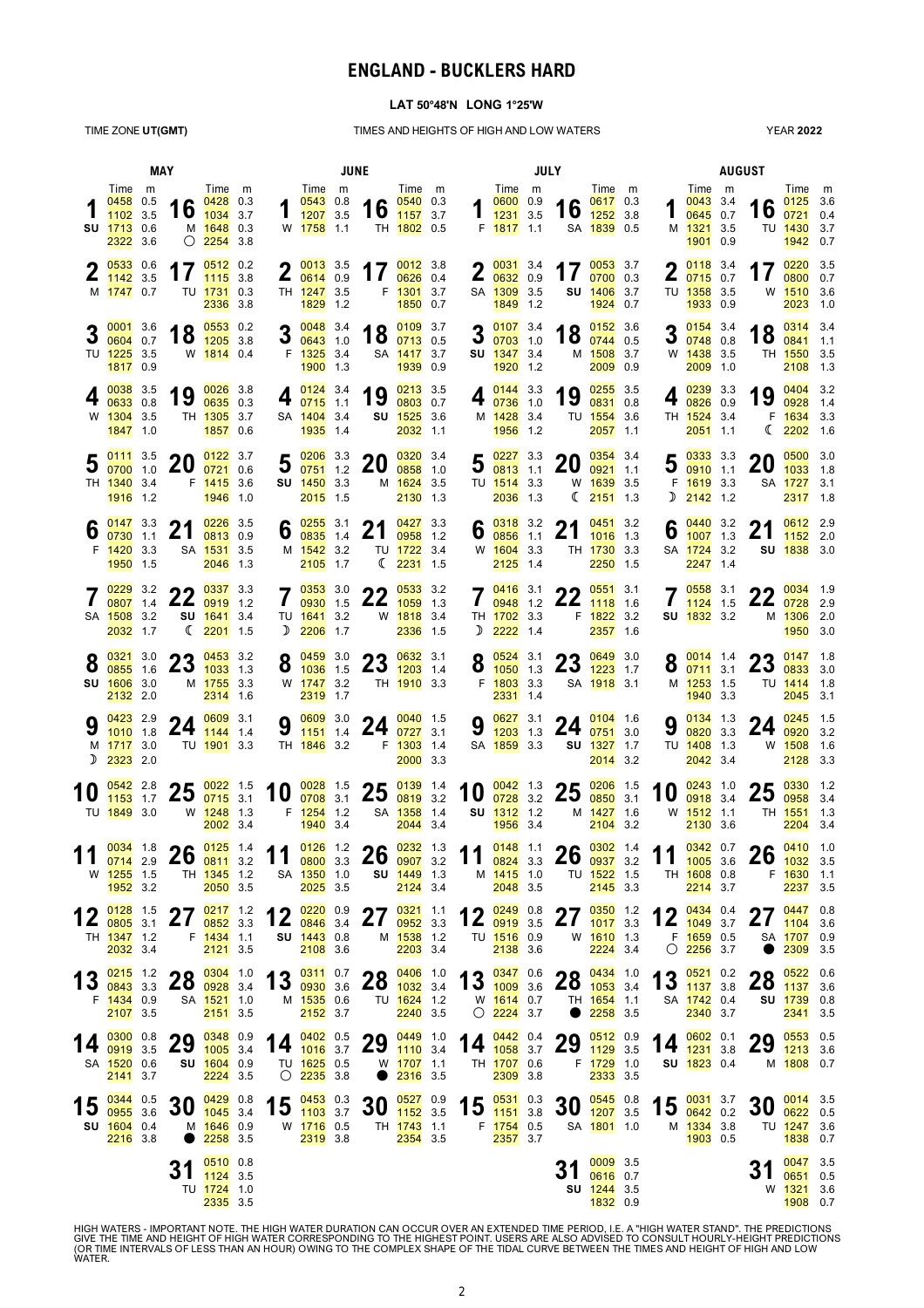# ENGLAND - BUCKLERS HARD

**LAT 50°48'N LONG 1°25'W**

TIME ZONE **UT(GMT)** — TIMES AND HEIGHTS OF HIGH AND LOW WATERS — YEAR **2022**

## MAY

| Date | Day | Time | m | Time | m | Time | m | Time | m |
|---|---|---|---|---|---|---|---|---|---|
| 1 | SU | 0458 | 0.5 | 1102 | 3.5 | 1713 | 0.6 | 2322 | 3.6 |
| 2 | M | 0533 | 0.6 | 1142 | 3.5 | 1747 | 0.7 | | |
| 3 | TU | 0001 | 3.6 | 0604 | 0.7 | 1225 | 3.5 | 1817 | 0.9 |
| 4 | W | 0038 | 3.5 | 0633 | 0.8 | 1304 | 3.5 | 1847 | 1.0 |
| 5 | TH | 0111 | 3.5 | 0700 | 1.0 | 1340 | 3.4 | 1916 | 1.2 |
| 6 | F | 0147 | 3.3 | 0730 | 1.1 | 1420 | 3.3 | 1950 | 1.5 |
| 7 | SA | 0229 | 3.2 | 0807 | 1.4 | 1508 | 3.2 | 2032 | 1.7 |
| 8 | SU | 0321 | 3.0 | 0855 | 1.6 | 1606 | 3.0 | 2132 | 2.0 |
| 9 | M ☽ | 0423 | 2.9 | 1010 | 1.8 | 1717 | 3.0 | 2323 | 2.0 |
| 10 | TU | 0542 | 2.8 | 1153 | 1.7 | 1849 | 3.0 | | |
| 11 | W | 0034 | 1.8 | 0714 | 2.9 | 1255 | 1.5 | 1952 | 3.2 |
| 12 | TH | 0128 | 1.5 | 0805 | 3.1 | 1347 | 1.2 | 2032 | 3.4 |
| 13 | F | 0215 | 1.2 | 0843 | 3.3 | 1434 | 0.9 | 2107 | 3.5 |
| 14 | SA | 0300 | 0.8 | 0919 | 3.5 | 1520 | 0.6 | 2141 | 3.7 |
| 15 | SU | 0344 | 0.5 | 0955 | 3.6 | 1604 | 0.4 | 2216 | 3.8 |
| 16 | M ○ | 0428 | 0.3 | 1034 | 3.7 | 1648 | 0.3 | 2254 | 3.8 |
| 17 | TU | 0512 | 0.2 | 1115 | 3.8 | 1731 | 0.3 | 2336 | 3.8 |
| 18 | W | 0553 | 0.2 | 1205 | 3.8 | 1814 | 0.4 | | |
| 19 | TH | 0026 | 3.8 | 0635 | 0.3 | 1305 | 3.7 | 1857 | 0.6 |
| 20 | F | 0122 | 3.7 | 0721 | 0.6 | 1415 | 3.6 | 1946 | 1.0 |
| 21 | SA | 0226 | 3.5 | 0813 | 0.9 | 1531 | 3.5 | 2046 | 1.3 |
| 22 | SU ☾ | 0337 | 3.3 | 0919 | 1.2 | 1641 | 3.4 | 2201 | 1.5 |
| 23 | M | 0453 | 3.2 | 1033 | 1.3 | 1755 | 3.3 | 2314 | 1.6 |
| 24 | TU | 0609 | 3.1 | 1144 | 1.4 | 1901 | 3.3 | | |
| 25 | W | 0022 | 1.5 | 0715 | 3.1 | 1248 | 1.3 | 2002 | 3.4 |
| 26 | TH | 0125 | 1.4 | 0811 | 3.2 | 1345 | 1.2 | 2050 | 3.5 |
| 27 | F | 0217 | 1.2 | 0852 | 3.3 | 1434 | 1.1 | 2121 | 3.5 |
| 28 | SA | 0304 | 1.0 | 0928 | 3.4 | 1521 | 1.0 | 2151 | 3.5 |
| 29 | SU | 0348 | 0.9 | 1005 | 3.4 | 1604 | 0.9 | 2224 | 3.5 |
| 30 | M ● | 0429 | 0.8 | 1045 | 3.4 | 1646 | 0.9 | 2258 | 3.5 |
| 31 | TU | 0510 | 0.8 | 1124 | 3.5 | 1724 | 1.0 | 2335 | 3.5 |

## JUNE

| Date | Day | Time | m | Time | m | Time | m | Time | m |
|---|---|---|---|---|---|---|---|---|---|
| 1 | W | 0543 | 0.8 | 1207 | 3.5 | 1758 | 1.1 | | |
| 2 | TH | 0013 | 3.5 | 0614 | 0.9 | 1247 | 3.5 | 1829 | 1.2 |
| 3 | F | 0048 | 3.4 | 0643 | 1.0 | 1325 | 3.4 | 1900 | 1.3 |
| 4 | SA | 0124 | 3.4 | 0715 | 1.1 | 1404 | 3.4 | 1935 | 1.4 |
| 5 | SU | 0206 | 3.3 | 0751 | 1.2 | 1450 | 3.3 | 2015 | 1.5 |
| 6 | M | 0255 | 3.1 | 0835 | 1.4 | 1542 | 3.2 | 2105 | 1.7 |
| 7 | TU ☽ | 0353 | 3.0 | 0930 | 1.5 | 1641 | 3.2 | 2206 | 1.7 |
| 8 | W | 0459 | 3.0 | 1036 | 1.5 | 1747 | 3.2 | 2319 | 1.7 |
| 9 | TH | 0609 | 3.0 | 1151 | 1.4 | 1846 | 3.2 | | |
| 10 | F | 0028 | 1.5 | 0708 | 3.1 | 1254 | 1.2 | 1940 | 3.4 |
| 11 | SA | 0126 | 1.2 | 0800 | 3.3 | 1350 | 1.0 | 2025 | 3.5 |
| 12 | SU | 0220 | 0.9 | 0846 | 3.4 | 1443 | 0.8 | 2108 | 3.6 |
| 13 | M | 0311 | 0.7 | 0930 | 3.6 | 1535 | 0.6 | 2152 | 3.7 |
| 14 | TU ○ | 0402 | 0.5 | 1016 | 3.7 | 1625 | 0.5 | 2235 | 3.8 |
| 15 | W | 0453 | 0.3 | 1103 | 3.7 | 1716 | 0.5 | 2319 | 3.8 |
| 16 | TH | 0540 | 0.3 | 1157 | 3.7 | 1802 | 0.5 | | |
| 17 | F | 0012 | 3.8 | 0626 | 0.4 | 1301 | 3.7 | 1850 | 0.7 |
| 18 | SA | 0109 | 3.7 | 0713 | 0.5 | 1417 | 3.7 | 1939 | 0.9 |
| 19 | SU | 0213 | 3.5 | 0803 | 0.7 | 1525 | 3.6 | 2032 | 1.1 |
| 20 | M | 0320 | 3.4 | 0858 | 1.0 | 1624 | 3.5 | 2130 | 1.3 |
| 21 | TU ☾ | 0427 | 3.3 | 0958 | 1.2 | 1722 | 3.4 | 2231 | 1.5 |
| 22 | W | 0533 | 3.2 | 1059 | 1.3 | 1818 | 3.4 | 2336 | 1.5 |
| 23 | TH | 0632 | 3.1 | 1203 | 1.4 | 1910 | 3.3 | | |
| 24 | F | 0040 | 1.5 | 0727 | 3.1 | 1303 | 1.4 | 2000 | 3.3 |
| 25 | SA | 0139 | 1.4 | 0819 | 3.2 | 1358 | 1.4 | 2044 | 3.4 |
| 26 | SU | 0232 | 1.3 | 0907 | 3.2 | 1449 | 1.3 | 2124 | 3.4 |
| 27 | M | 0321 | 1.1 | 0952 | 3.3 | 1538 | 1.2 | 2203 | 3.4 |
| 28 | TU | 0406 | 1.0 | 1032 | 3.4 | 1624 | 1.2 | 2240 | 3.5 |
| 29 | W ● | 0449 | 1.0 | 1110 | 3.4 | 1707 | 1.1 | 2316 | 3.5 |
| 30 | TH | 0527 | 0.9 | 1152 | 3.5 | 1743 | 1.1 | 2354 | 3.5 |

## JULY

| Date | Day | Time | m | Time | m | Time | m | Time | m |
|---|---|---|---|---|---|---|---|---|---|
| 1 | F | 0600 | 0.9 | 1231 | 3.5 | 1817 | 1.1 | | |
| 2 | SA | 0031 | 3.4 | 0632 | 0.9 | 1309 | 3.5 | 1849 | 1.2 |
| 3 | SU | 0107 | 3.4 | 0703 | 1.0 | 1347 | 3.4 | 1920 | 1.2 |
| 4 | M | 0144 | 3.3 | 0736 | 1.0 | 1428 | 3.4 | 1956 | 1.2 |
| 5 | TU | 0227 | 3.3 | 0813 | 1.1 | 1514 | 3.3 | 2036 | 1.3 |
| 6 | W | 0318 | 3.2 | 0856 | 1.1 | 1604 | 3.3 | 2125 | 1.4 |
| 7 | TH ☽ | 0416 | 3.1 | 0948 | 1.2 | 1702 | 3.3 | 2222 | 1.4 |
| 8 | F | 0524 | 3.1 | 1050 | 1.3 | 1803 | 3.3 | 2331 | 1.4 |
| 9 | SA | 0627 | 3.1 | 1203 | 1.3 | 1859 | 3.3 | | |
| 10 | SU | 0042 | 1.3 | 0728 | 3.2 | 1312 | 1.2 | 1956 | 3.4 |
| 11 | M | 0148 | 1.1 | 0824 | 3.3 | 1415 | 1.0 | 2048 | 3.5 |
| 12 | TU | 0249 | 0.8 | 0919 | 3.5 | 1516 | 0.9 | 2138 | 3.6 |
| 13 | W ○ | 0347 | 0.6 | 1009 | 3.6 | 1614 | 0.7 | 2224 | 3.7 |
| 14 | TH | 0442 | 0.4 | 1058 | 3.7 | 1707 | 0.6 | 2309 | 3.8 |
| 15 | F | 0531 | 0.3 | 1151 | 3.8 | 1754 | 0.5 | 2357 | 3.7 |
| 16 | SA | 0617 | 0.3 | 1252 | 3.8 | 1839 | 0.5 | | |
| 17 | SU | 0053 | 3.7 | 0700 | 0.3 | 1406 | 3.7 | 1924 | 0.7 |
| 18 | M | 0152 | 3.6 | 0744 | 0.5 | 1508 | 3.7 | 2009 | 0.9 |
| 19 | TU | 0255 | 3.5 | 0831 | 0.8 | 1554 | 3.6 | 2057 | 1.1 |
| 20 | W ☾ | 0354 | 3.4 | 0921 | 1.1 | 1639 | 3.5 | 2151 | 1.3 |
| 21 | TH | 0451 | 3.2 | 1016 | 1.3 | 1730 | 3.3 | 2250 | 1.5 |
| 22 | F | 0551 | 3.1 | 1118 | 1.6 | 1822 | 3.2 | 2357 | 1.6 |
| 23 | SA | 0649 | 3.0 | 1223 | 1.7 | 1918 | 3.1 | | |
| 24 | SU | 0104 | 1.6 | 0751 | 3.0 | 1327 | 1.7 | 2014 | 3.2 |
| 25 | M | 0206 | 1.5 | 0850 | 3.1 | 1427 | 1.6 | 2104 | 3.2 |
| 26 | TU | 0302 | 1.4 | 0937 | 3.2 | 1522 | 1.5 | 2145 | 3.3 |
| 27 | W | 0350 | 1.2 | 1017 | 3.3 | 1610 | 1.3 | 2224 | 3.4 |
| 28 | TH ● | 0434 | 1.0 | 1053 | 3.4 | 1654 | 1.1 | 2258 | 3.5 |
| 29 | F | 0512 | 0.9 | 1129 | 3.5 | 1729 | 1.0 | 2333 | 3.5 |
| 30 | SA | 0545 | 0.8 | 1207 | 3.5 | 1801 | 1.0 | | |
| 31 | SU | 0009 | 3.5 | 0616 | 0.7 | 1244 | 3.5 | 1832 | 0.9 |

## AUGUST

| Date | Day | Time | m | Time | m | Time | m | Time | m |
|---|---|---|---|---|---|---|---|---|---|
| 1 | M | 0043 | 3.4 | 0645 | 0.7 | 1321 | 3.5 | 1901 | 0.9 |
| 2 | TU | 0118 | 3.4 | 0715 | 0.7 | 1358 | 3.5 | 1933 | 0.9 |
| 3 | W | 0154 | 3.4 | 0748 | 0.8 | 1438 | 3.5 | 2009 | 1.0 |
| 4 | TH | 0239 | 3.3 | 0826 | 0.9 | 1524 | 3.4 | 2051 | 1.1 |
| 5 | F ☽ | 0333 | 3.3 | 0910 | 1.1 | 1619 | 3.3 | 2142 | 1.2 |
| 6 | SA | 0440 | 3.2 | 1007 | 1.3 | 1724 | 3.2 | 2247 | 1.4 |
| 7 | SU | 0558 | 3.1 | 1124 | 1.5 | 1832 | 3.2 | | |
| 8 | M | 0014 | 1.4 | 0711 | 3.1 | 1253 | 1.5 | 1940 | 3.3 |
| 9 | TU | 0134 | 1.3 | 0820 | 3.3 | 1408 | 1.3 | 2042 | 3.4 |
| 10 | W | 0243 | 1.0 | 0918 | 3.4 | 1512 | 1.1 | 2130 | 3.6 |
| 11 | TH | 0342 | 0.7 | 1005 | 3.6 | 1608 | 0.8 | 2214 | 3.7 |
| 12 | F ○ | 0434 | 0.4 | 1049 | 3.7 | 1659 | 0.5 | 2256 | 3.7 |
| 13 | SA | 0521 | 0.2 | 1137 | 3.8 | 1742 | 0.4 | 2340 | 3.7 |
| 14 | SU | 0602 | 0.1 | 1231 | 3.8 | 1823 | 0.4 | | |
| 15 | M | 0031 | 3.7 | 0642 | 0.2 | 1334 | 3.8 | 1903 | 0.5 |
| 16 | TU | 0125 | 3.6 | 0721 | 0.4 | 1430 | 3.7 | 1942 | 0.7 |
| 17 | W | 0220 | 3.5 | 0800 | 0.7 | 1510 | 3.6 | 2023 | 1.0 |
| 18 | TH | 0314 | 3.4 | 0841 | 1.1 | 1550 | 3.5 | 2108 | 1.3 |
| 19 | F ☾ | 0404 | 3.2 | 0928 | 1.4 | 1634 | 3.3 | 2202 | 1.6 |
| 20 | SA | 0500 | 3.0 | 1033 | 1.8 | 1727 | 3.1 | 2317 | 1.8 |
| 21 | SU | 0612 | 2.9 | 1152 | 2.0 | 1838 | 3.0 | | |
| 22 | M | 0034 | 1.9 | 0728 | 2.9 | 1306 | 2.0 | 1950 | 3.0 |
| 23 | TU | 0147 | 1.8 | 0833 | 3.0 | 1414 | 1.8 | 2045 | 3.1 |
| 24 | W | 0245 | 1.5 | 0920 | 3.2 | 1508 | 1.6 | 2128 | 3.3 |
| 25 | TH | 0330 | 1.2 | 0958 | 3.4 | 1551 | 1.3 | 2204 | 3.4 |
| 26 | F | 0410 | 1.0 | 1032 | 3.5 | 1630 | 1.1 | 2237 | 3.5 |
| 27 | SA ● | 0447 | 0.8 | 1104 | 3.6 | 1707 | 0.9 | 2309 | 3.5 |
| 28 | SU | 0522 | 0.6 | 1137 | 3.6 | 1739 | 0.8 | 2341 | 3.5 |
| 29 | M | 0553 | 0.5 | 1213 | 3.6 | 1808 | 0.7 | | |
| 30 | TU | 0014 | 3.5 | 0622 | 0.5 | 1247 | 3.6 | 1838 | 0.7 |
| 31 | W | 0047 | 3.5 | 0651 | 0.5 | 1321 | 3.6 | 1908 | 0.7 |

HIGH WATERS - IMPORTANT NOTE. THE HIGH WATER DURATION CAN OCCUR OVER AN EXTENDED TIME PERIOD, I.E. A "HIGH WATER STAND". THE PREDICTIONS GIVE THE TIME AND HEIGHT OF HIGH WATER CORRESPONDING TO THE HIGHEST POINT. USERS ARE ALSO ADVISED TO CONSULT HOURLY-HEIGHT PREDICTIONS (OR TIME INTERVALS OF LESS THAN AN HOUR) OWING TO THE COMPLEX SHAPE OF THE TIDAL CURVE BETWEEN THE TIMES AND HEIGHT OF HIGH AND LOW WATER.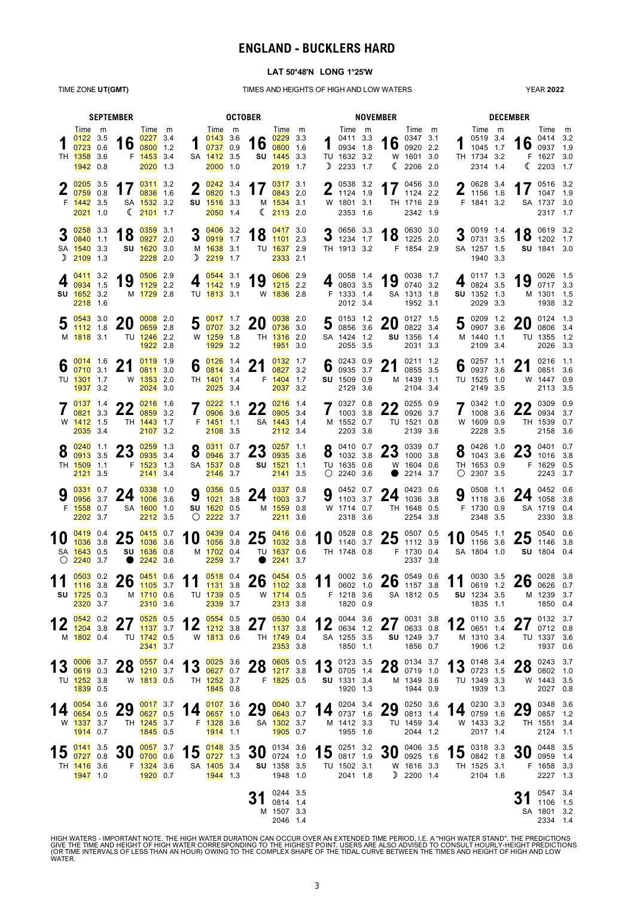# ENGLAND - BUCKLERS HARD

**LAT 50°48'N LONG 1°25'W**

TIME ZONE **UT(GMT)** — TIMES AND HEIGHTS OF HIGH AND LOW WATERS — YEAR **2022**

## SEPTEMBER

| Date | Day | Time | m | Time | m | Time | m | Time | m |
|---|---|---|---|---|---|---|---|---|---|
| 1 | TH | 0122 | 3.5 | 0723 | 0.6 | 1358 | 3.6 | 1942 | 0.8 |
| 2 | F | 0205 | 3.5 | 0759 | 0.8 | 1442 | 3.5 | 2021 | 1.0 |
| 3 | SA ☽ | 0258 | 3.3 | 0840 | 1.1 | 1540 | 3.3 | 2109 | 1.3 |
| 4 | SU | 0411 | 3.2 | 0934 | 1.5 | 1652 | 3.2 | 2218 | 1.6 |
| 5 | M | 0543 | 3.0 | 1112 | 1.8 | 1818 | 3.1 | | |
| 6 | TU | 0014 | 1.6 | 0710 | 3.1 | 1301 | 1.7 | 1937 | 3.2 |
| 7 | W | 0137 | 1.4 | 0821 | 3.3 | 1412 | 1.5 | 2035 | 3.4 |
| 8 | TH | 0240 | 1.1 | 0913 | 3.5 | 1509 | 1.1 | 2121 | 3.5 |
| 9 | F | 0331 | 0.7 | 0956 | 3.7 | 1558 | 0.7 | 2202 | 3.7 |
| 10 | SA ○ | 0419 | 0.4 | 1036 | 3.8 | 1643 | 0.5 | 2240 | 3.7 |
| 11 | SU | 0503 | 0.2 | 1116 | 3.8 | 1725 | 0.3 | 2320 | 3.7 |
| 12 | M | 0542 | 0.2 | 1204 | 3.8 | 1802 | 0.4 | | |
| 13 | TU | 0006 | 3.7 | 0619 | 0.3 | 1252 | 3.8 | 1839 | 0.5 |
| 14 | W | 0054 | 3.6 | 0654 | 0.5 | 1337 | 3.7 | 1914 | 0.7 |
| 15 | TH | 0141 | 3.5 | 0727 | 0.8 | 1416 | 3.6 | 1947 | 1.0 |
| 16 | F | 0227 | 3.4 | 0800 | 1.2 | 1453 | 3.4 | 2020 | 1.3 |
| 17 | SA ☾ | 0311 | 3.2 | 0836 | 1.6 | 1532 | 3.2 | 2101 | 1.7 |
| 18 | SU | 0359 | 3.1 | 0927 | 2.0 | 1620 | 3.0 | 2228 | 2.0 |
| 19 | M | 0506 | 2.9 | 1129 | 2.2 | 1729 | 2.8 | | |
| 20 | TU | 0008 | 2.0 | 0659 | 2.8 | 1246 | 2.2 | 1922 | 2.8 |
| 21 | W | 0119 | 1.9 | 0811 | 3.0 | 1353 | 2.0 | 2024 | 3.0 |
| 22 | TH | 0216 | 1.6 | 0859 | 3.2 | 1443 | 1.7 | 2107 | 3.2 |
| 23 | F | 0259 | 1.3 | 0935 | 3.4 | 1523 | 1.3 | 2141 | 3.4 |
| 24 | SA | 0338 | 1.0 | 1006 | 3.6 | 1600 | 1.0 | 2212 | 3.5 |
| 25 | SU ● | 0415 | 0.7 | 1036 | 3.6 | 1636 | 0.8 | 2242 | 3.6 |
| 26 | M | 0451 | 0.6 | 1105 | 3.7 | 1710 | 0.6 | 2310 | 3.6 |
| 27 | TU | 0525 | 0.5 | 1137 | 3.7 | 1742 | 0.5 | 2341 | 3.7 |
| 28 | W | 0557 | 0.4 | 1210 | 3.7 | 1813 | 0.5 | | |
| 29 | TH | 0017 | 3.7 | 0627 | 0.5 | 1245 | 3.7 | 1845 | 0.5 |
| 30 | F | 0057 | 3.7 | 0700 | 0.6 | 1324 | 3.6 | 1920 | 0.7 |

## OCTOBER

| Date | Day | Time | m | Time | m | Time | m | Time | m |
|---|---|---|---|---|---|---|---|---|---|
| 1 | SA | 0143 | 3.6 | 0737 | 0.9 | 1412 | 3.5 | 2000 | 1.0 |
| 2 | SU | 0242 | 3.4 | 0820 | 1.3 | 1516 | 3.3 | 2050 | 1.4 |
| 3 | M ☽ | 0406 | 3.2 | 0919 | 1.7 | 1638 | 3.1 | 2219 | 1.7 |
| 4 | TU | 0544 | 3.1 | 1142 | 1.9 | 1813 | 3.1 | | |
| 5 | W | 0017 | 1.7 | 0707 | 3.2 | 1259 | 1.8 | 1929 | 3.2 |
| 6 | TH | 0126 | 1.4 | 0814 | 3.4 | 1401 | 1.4 | 2025 | 3.4 |
| 7 | F | 0222 | 1.1 | 0906 | 3.6 | 1451 | 1.1 | 2108 | 3.5 |
| 8 | SA | 0311 | 0.7 | 0946 | 3.7 | 1537 | 0.8 | 2146 | 3.7 |
| 9 | SU ○ | 0356 | 0.5 | 1021 | 3.8 | 1620 | 0.5 | 2222 | 3.7 |
| 10 | M | 0439 | 0.4 | 1056 | 3.8 | 1702 | 0.4 | 2259 | 3.7 |
| 11 | TU | 0518 | 0.4 | 1131 | 3.8 | 1739 | 0.5 | 2339 | 3.7 |
| 12 | W | 0554 | 0.5 | 1212 | 3.8 | 1813 | 0.6 | | |
| 13 | TH | 0025 | 3.6 | 0627 | 0.7 | 1252 | 3.7 | 1845 | 0.8 |
| 14 | F | 0107 | 3.6 | 0657 | 1.0 | 1328 | 3.6 | 1914 | 1.1 |
| 15 | SA | 0148 | 3.5 | 0727 | 1.3 | 1405 | 3.4 | 1944 | 1.3 |
| 16 | SU | 0229 | 3.3 | 0800 | 1.6 | 1445 | 3.3 | 2019 | 1.7 |
| 17 | M ☾ | 0317 | 3.1 | 0843 | 2.0 | 1534 | 3.1 | 2113 | 2.0 |
| 18 | TU | 0417 | 3.0 | 1101 | 2.3 | 1637 | 2.9 | 2333 | 2.1 |
| 19 | W | 0606 | 2.9 | 1215 | 2.2 | 1836 | 2.8 | | |
| 20 | TH | 0038 | 2.0 | 0736 | 3.0 | 1316 | 2.0 | 1951 | 3.0 |
| 21 | F | 0132 | 1.7 | 0827 | 3.2 | 1404 | 1.7 | 2037 | 3.2 |
| 22 | SA | 0216 | 1.4 | 0905 | 3.4 | 1443 | 1.4 | 2112 | 3.4 |
| 23 | SU | 0257 | 1.1 | 0935 | 3.6 | 1521 | 1.1 | 2141 | 3.5 |
| 24 | M | 0337 | 0.8 | 1003 | 3.7 | 1559 | 0.8 | 2211 | 3.6 |
| 25 | TU ● | 0416 | 0.6 | 1032 | 3.8 | 1637 | 0.6 | 2241 | 3.7 |
| 26 | W | 0454 | 0.5 | 1102 | 3.8 | 1714 | 0.5 | 2313 | 3.8 |
| 27 | TH | 0530 | 0.4 | 1137 | 3.8 | 1749 | 0.4 | 2353 | 3.8 |
| 28 | F | 0605 | 0.5 | 1217 | 3.8 | 1825 | 0.5 | | |
| 29 | SA | 0040 | 3.7 | 0643 | 0.7 | 1302 | 3.7 | 1905 | 0.7 |
| 30 | SU | 0134 | 3.6 | 0724 | 1.0 | 1358 | 3.5 | 1948 | 1.0 |
| 31 | M | 0244 | 3.5 | 0814 | 1.4 | 1507 | 3.3 | 2046 | 1.4 |

## NOVEMBER

| Date | Day | Time | m | Time | m | Time | m | Time | m |
|---|---|---|---|---|---|---|---|---|---|
| 1 | TU ☽ | 0411 | 3.3 | 0934 | 1.8 | 1632 | 3.2 | 2233 | 1.7 |
| 2 | W | 0538 | 3.2 | 1124 | 1.9 | 1801 | 3.1 | 2353 | 1.6 |
| 3 | TH | 0656 | 3.3 | 1234 | 1.7 | 1913 | 3.2 | | |
| 4 | F | 0058 | 1.4 | 0803 | 3.5 | 1333 | 1.4 | 2012 | 3.4 |
| 5 | SA | 0153 | 1.2 | 0856 | 3.6 | 1424 | 1.2 | 2055 | 3.5 |
| 6 | SU | 0243 | 0.9 | 0935 | 3.7 | 1509 | 0.9 | 2129 | 3.6 |
| 7 | M | 0327 | 0.8 | 1003 | 3.8 | 1552 | 0.7 | 2203 | 3.6 |
| 8 | TU ○ | 0410 | 0.7 | 1032 | 3.8 | 1635 | 0.6 | 2240 | 3.6 |
| 9 | W | 0452 | 0.7 | 1103 | 3.7 | 1714 | 0.7 | 2318 | 3.6 |
| 10 | TH | 0528 | 0.8 | 1140 | 3.7 | 1748 | 0.8 | | |
| 11 | F | 0002 | 3.6 | 0602 | 1.0 | 1218 | 3.6 | 1820 | 0.9 |
| 12 | SA | 0044 | 3.6 | 0634 | 1.2 | 1255 | 3.5 | 1850 | 1.1 |
| 13 | SU | 0123 | 3.5 | 0705 | 1.4 | 1331 | 3.4 | 1920 | 1.3 |
| 14 | M | 0204 | 3.4 | 0737 | 1.6 | 1412 | 3.3 | 1955 | 1.6 |
| 15 | TU | 0251 | 3.2 | 0817 | 1.9 | 1502 | 3.1 | 2041 | 1.8 |
| 16 | W ☾ | 0347 | 3.1 | 0920 | 2.2 | 1601 | 3.0 | 2206 | 2.0 |
| 17 | TH | 0456 | 3.0 | 1124 | 2.2 | 1716 | 2.9 | 2342 | 1.9 |
| 18 | F | 0630 | 3.0 | 1225 | 2.0 | 1854 | 2.9 | | |
| 19 | SA | 0038 | 1.7 | 0740 | 3.2 | 1313 | 1.8 | 1952 | 3.1 |
| 20 | SU | 0127 | 1.5 | 0822 | 3.4 | 1356 | 1.4 | 2031 | 3.3 |
| 21 | M | 0211 | 1.2 | 0855 | 3.5 | 1439 | 1.1 | 2104 | 3.4 |
| 22 | TU | 0255 | 0.9 | 0926 | 3.7 | 1521 | 0.8 | 2139 | 3.6 |
| 23 | W ● | 0339 | 0.7 | 1000 | 3.8 | 1604 | 0.6 | 2214 | 3.7 |
| 24 | TH | 0423 | 0.6 | 1036 | 3.8 | 1648 | 0.5 | 2254 | 3.8 |
| 25 | F | 0507 | 0.5 | 1112 | 3.9 | 1730 | 0.4 | 2337 | 3.8 |
| 26 | SA | 0549 | 0.6 | 1157 | 3.8 | 1812 | 0.5 | | |
| 27 | SU | 0031 | 3.8 | 0633 | 0.8 | 1249 | 3.7 | 1856 | 0.7 |
| 28 | M | 0134 | 3.7 | 0719 | 1.0 | 1349 | 3.6 | 1944 | 0.9 |
| 29 | TU | 0250 | 3.6 | 0813 | 1.4 | 1459 | 3.4 | 2044 | 1.2 |
| 30 | W ☽ | 0406 | 3.5 | 0925 | 1.6 | 1616 | 3.3 | 2200 | 1.4 |

## DECEMBER

| Date | Day | Time | m | Time | m | Time | m | Time | m |
|---|---|---|---|---|---|---|---|---|---|
| 1 | TH | 0519 | 3.4 | 1045 | 1.7 | 1734 | 3.2 | 2314 | 1.4 |
| 2 | F | 0628 | 3.4 | 1156 | 1.6 | 1841 | 3.2 | | |
| 3 | SA | 0019 | 1.4 | 0731 | 3.5 | 1257 | 1.5 | 1940 | 3.3 |
| 4 | SU | 0117 | 1.3 | 0824 | 3.5 | 1352 | 1.3 | 2029 | 3.3 |
| 5 | M | 0209 | 1.2 | 0907 | 3.6 | 1440 | 1.1 | 2109 | 3.4 |
| 6 | TU | 0257 | 1.1 | 0937 | 3.6 | 1525 | 1.0 | 2149 | 3.5 |
| 7 | W | 0342 | 1.0 | 1008 | 3.6 | 1609 | 0.9 | 2228 | 3.5 |
| 8 | TH ○ | 0426 | 1.0 | 1043 | 3.6 | 1653 | 0.9 | 2307 | 3.5 |
| 9 | F | 0508 | 1.1 | 1118 | 3.6 | 1730 | 0.9 | 2348 | 3.5 |
| 10 | SA | 0545 | 1.1 | 1156 | 3.6 | 1804 | 1.0 | | |
| 11 | SU | 0030 | 3.5 | 0619 | 1.2 | 1234 | 3.5 | 1835 | 1.1 |
| 12 | M | 0110 | 3.5 | 0651 | 1.4 | 1310 | 3.4 | 1906 | 1.2 |
| 13 | TU | 0148 | 3.4 | 0723 | 1.5 | 1349 | 3.3 | 1939 | 1.3 |
| 14 | W | 0230 | 3.3 | 0759 | 1.6 | 1433 | 3.2 | 2017 | 1.4 |
| 15 | TH | 0318 | 3.3 | 0842 | 1.8 | 1525 | 3.1 | 2104 | 1.6 |
| 16 | F ☾ | 0414 | 3.2 | 0937 | 1.9 | 1627 | 3.0 | 2203 | 1.7 |
| 17 | SA | 0516 | 3.2 | 1047 | 1.9 | 1737 | 3.0 | 2317 | 1.7 |
| 18 | SU | 0619 | 3.2 | 1202 | 1.7 | 1841 | 3.0 | | |
| 19 | M | 0026 | 1.5 | 0717 | 3.3 | 1301 | 1.5 | 1938 | 3.2 |
| 20 | TU | 0124 | 1.3 | 0806 | 3.4 | 1355 | 1.2 | 2026 | 3.3 |
| 21 | W | 0216 | 1.1 | 0851 | 3.6 | 1447 | 0.9 | 2113 | 3.5 |
| 22 | TH | 0309 | 0.9 | 0934 | 3.7 | 1539 | 0.7 | 2158 | 3.6 |
| 23 | F ● | 0401 | 0.7 | 1016 | 3.8 | 1629 | 0.5 | 2243 | 3.7 |
| 24 | SA | 0452 | 0.6 | 1058 | 3.8 | 1719 | 0.4 | 2330 | 3.8 |
| 25 | SU | 0540 | 0.6 | 1146 | 3.8 | 1804 | 0.4 | | |
| 26 | M | 0028 | 3.8 | 0626 | 0.7 | 1239 | 3.7 | 1850 | 0.4 |
| 27 | TU | 0132 | 3.7 | 0712 | 0.8 | 1337 | 3.6 | 1937 | 0.6 |
| 28 | W | 0243 | 3.7 | 0802 | 1.0 | 1443 | 3.5 | 2027 | 0.8 |
| 29 | TH | 0348 | 3.6 | 0857 | 1.2 | 1551 | 3.4 | 2124 | 1.1 |
| 30 | F | 0448 | 3.5 | 0959 | 1.4 | 1658 | 3.3 | 2227 | 1.3 |
| 31 | SA | 0547 | 3.4 | 1106 | 1.5 | 1801 | 3.2 | 2334 | 1.4 |

HIGH WATERS - IMPORTANT NOTE. THE HIGH WATER DURATION CAN OCCUR OVER AN EXTENDED TIME PERIOD, I.E. A "HIGH WATER STAND". THE PREDICTIONS GIVE THE TIME AND HEIGHT OF HIGH WATER CORRESPONDING TO THE HIGHEST POINT. USERS ARE ALSO ADVISED TO CONSULT HOURLY-HEIGHT PREDICTIONS (OR TIME INTERVALS OF LESS THAN AN HOUR) OWING TO THE COMPLEX SHAPE OF THE TIDAL CURVE BETWEEN THE TIMES AND HEIGHT OF HIGH AND LOW WATER.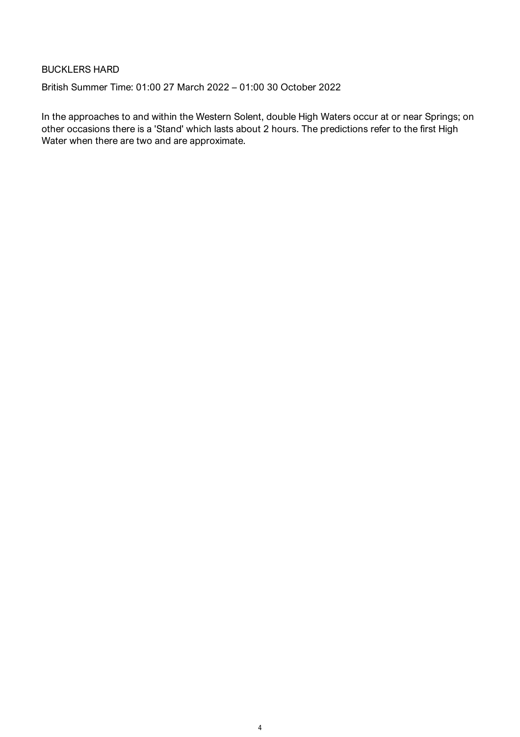BUCKLERS HARD

British Summer Time: 01:00 27 March 2022 – 01:00 30 October 2022

In the approaches to and within the Western Solent, double High Waters occur at or near Springs; on other occasions there is a 'Stand' which lasts about 2 hours. The predictions refer to the first High Water when there are two and are approximate.